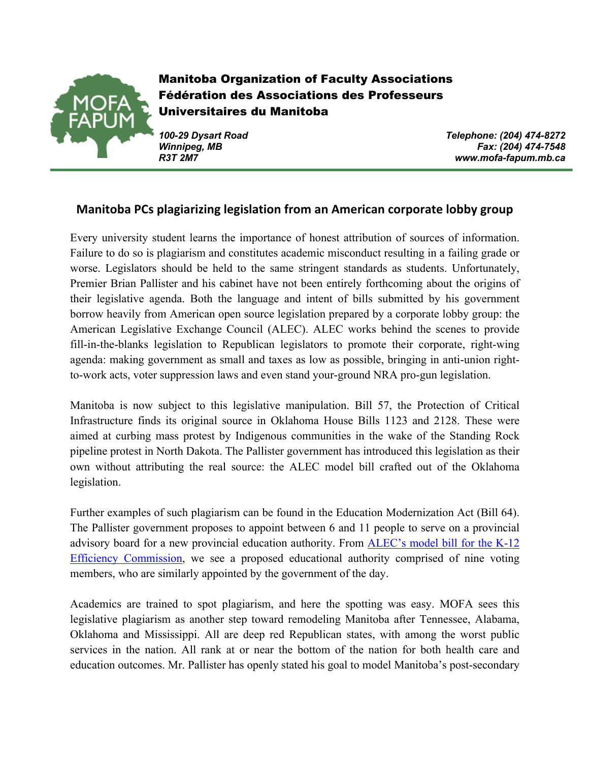**Manitoba Organization of Faculty Associations**
**Fédération des Associations des Professeurs Universitaires du Manitoba**

*100-29 Dysart Road*
*Winnipeg, MB*
*R3T 2M7*

*Telephone: (204) 474-8272*
*Fax: (204) 474-7548*
*www.mofa-fapum.mb.ca*

## Manitoba PCs plagiarizing legislation from an American corporate lobby group

Every university student learns the importance of honest attribution of sources of information. Failure to do so is plagiarism and constitutes academic misconduct resulting in a failing grade or worse. Legislators should be held to the same stringent standards as students. Unfortunately, Premier Brian Pallister and his cabinet have not been entirely forthcoming about the origins of their legislative agenda. Both the language and intent of bills submitted by his government borrow heavily from American open source legislation prepared by a corporate lobby group: the American Legislative Exchange Council (ALEC). ALEC works behind the scenes to provide fill-in-the-blanks legislation to Republican legislators to promote their corporate, right-wing agenda: making government as small and taxes as low as possible, bringing in anti-union right-to-work acts, voter suppression laws and even stand your-ground NRA pro-gun legislation.

Manitoba is now subject to this legislative manipulation. Bill 57, the Protection of Critical Infrastructure finds its original source in Oklahoma House Bills 1123 and 2128. These were aimed at curbing mass protest by Indigenous communities in the wake of the Standing Rock pipeline protest in North Dakota. The Pallister government has introduced this legislation as their own without attributing the real source: the ALEC model bill crafted out of the Oklahoma legislation.

Further examples of such plagiarism can be found in the Education Modernization Act (Bill 64). The Pallister government proposes to appoint between 6 and 11 people to serve on a provincial advisory board for a new provincial education authority. From ALEC's model bill for the K-12 Efficiency Commission, we see a proposed educational authority comprised of nine voting members, who are similarly appointed by the government of the day.

Academics are trained to spot plagiarism, and here the spotting was easy. MOFA sees this legislative plagiarism as another step toward remodeling Manitoba after Tennessee, Alabama, Oklahoma and Mississippi. All are deep red Republican states, with among the worst public services in the nation. All rank at or near the bottom of the nation for both health care and education outcomes. Mr. Pallister has openly stated his goal to model Manitoba's post-secondary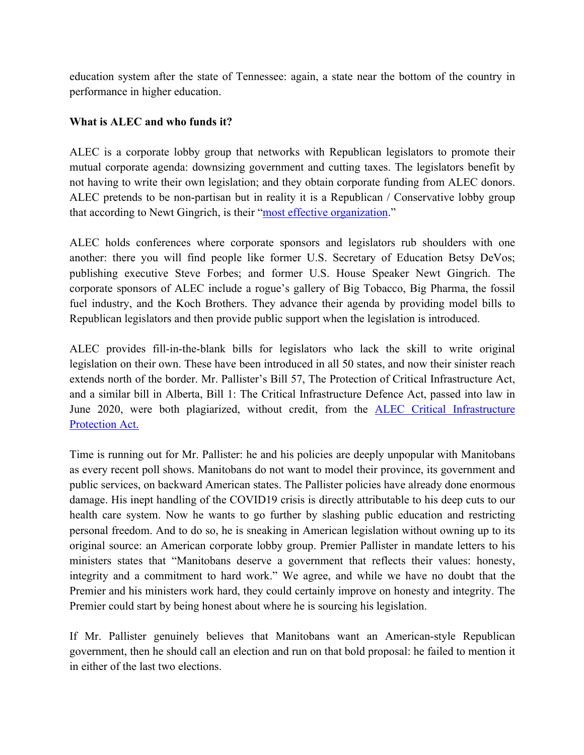education system after the state of Tennessee: again, a state near the bottom of the country in performance in higher education.

**What is ALEC and who funds it?**

ALEC is a corporate lobby group that networks with Republican legislators to promote their mutual corporate agenda: downsizing government and cutting taxes. The legislators benefit by not having to write their own legislation; and they obtain corporate funding from ALEC donors. ALEC pretends to be non-partisan but in reality it is a Republican / Conservative lobby group that according to Newt Gingrich, is their "most effective organization."

ALEC holds conferences where corporate sponsors and legislators rub shoulders with one another: there you will find people like former U.S. Secretary of Education Betsy DeVos; publishing executive Steve Forbes; and former U.S. House Speaker Newt Gingrich. The corporate sponsors of ALEC include a rogue's gallery of Big Tobacco, Big Pharma, the fossil fuel industry, and the Koch Brothers. They advance their agenda by providing model bills to Republican legislators and then provide public support when the legislation is introduced.

ALEC provides fill-in-the-blank bills for legislators who lack the skill to write original legislation on their own. These have been introduced in all 50 states, and now their sinister reach extends north of the border. Mr. Pallister's Bill 57, The Protection of Critical Infrastructure Act, and a similar bill in Alberta, Bill 1: The Critical Infrastructure Defence Act, passed into law in June 2020, were both plagiarized, without credit, from the ALEC Critical Infrastructure Protection Act.

Time is running out for Mr. Pallister: he and his policies are deeply unpopular with Manitobans as every recent poll shows. Manitobans do not want to model their province, its government and public services, on backward American states. The Pallister policies have already done enormous damage. His inept handling of the COVID19 crisis is directly attributable to his deep cuts to our health care system. Now he wants to go further by slashing public education and restricting personal freedom. And to do so, he is sneaking in American legislation without owning up to its original source: an American corporate lobby group. Premier Pallister in mandate letters to his ministers states that "Manitobans deserve a government that reflects their values: honesty, integrity and a commitment to hard work." We agree, and while we have no doubt that the Premier and his ministers work hard, they could certainly improve on honesty and integrity. The Premier could start by being honest about where he is sourcing his legislation.

If Mr. Pallister genuinely believes that Manitobans want an American-style Republican government, then he should call an election and run on that bold proposal: he failed to mention it in either of the last two elections.